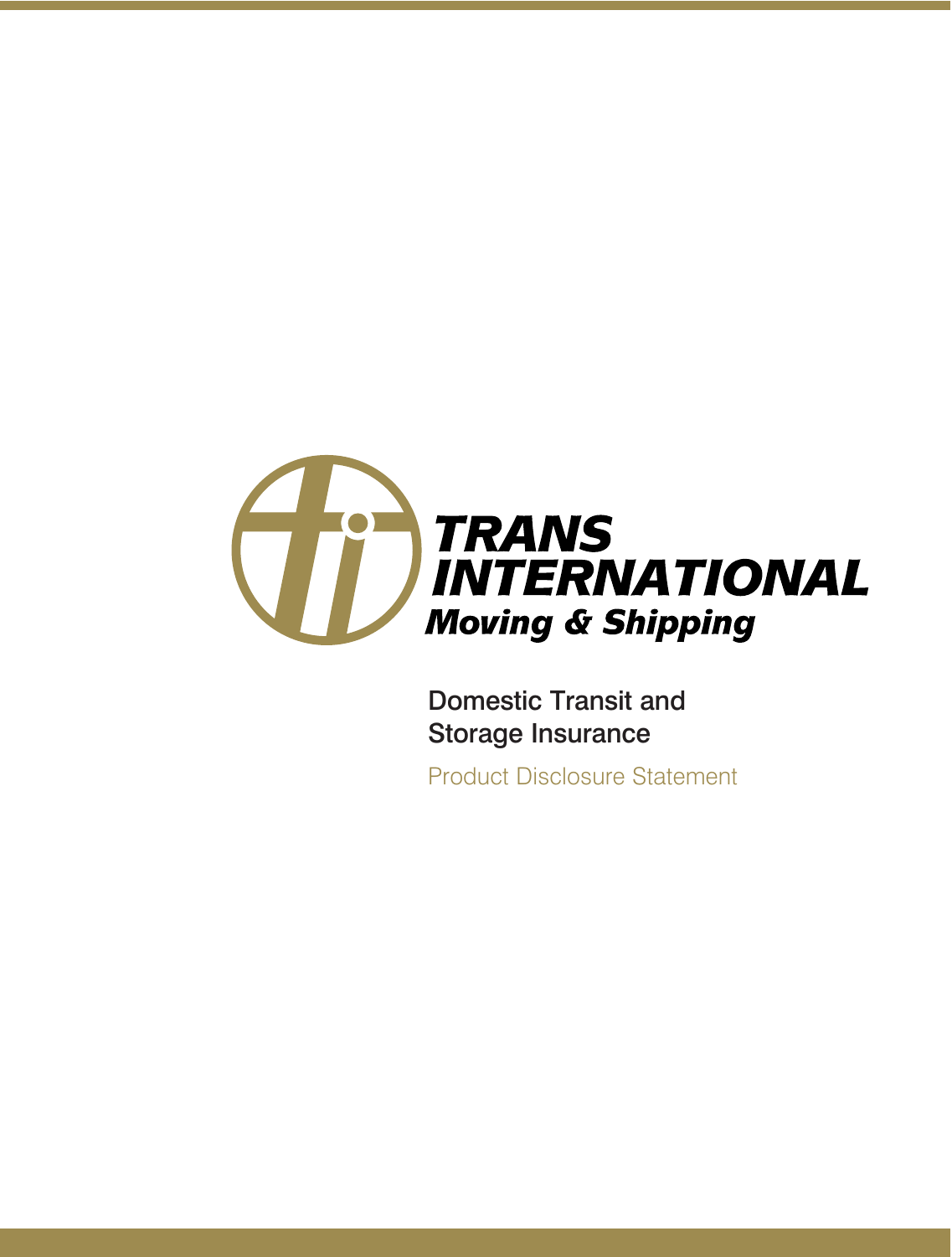TRANS INTERNATIONAL
Moving & Shipping

# Domestic Transit and Storage Insurance

## Product Disclosure Statement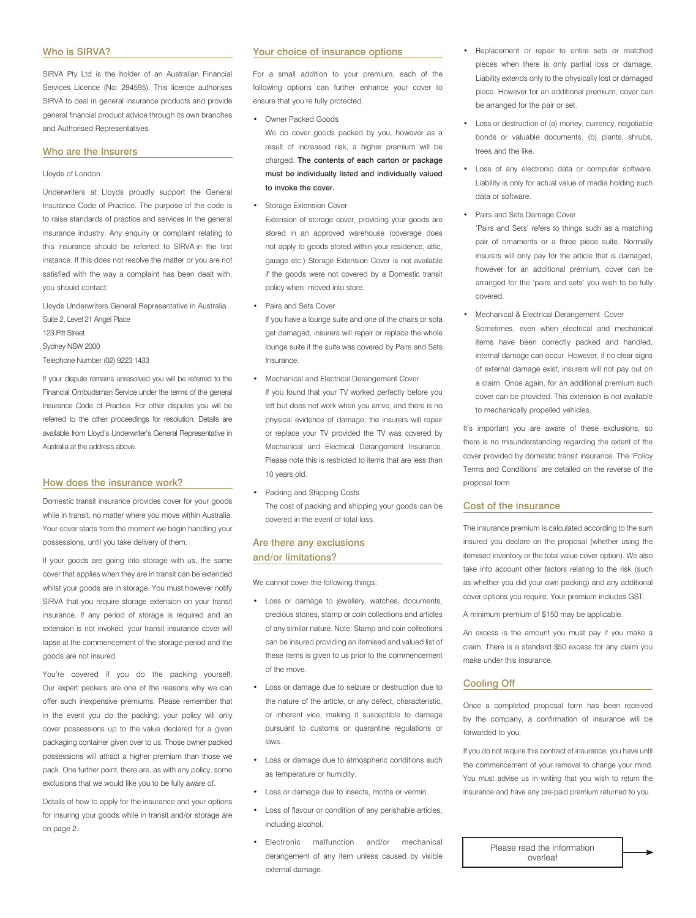## Who is SIRVA?

SIRVA Pty Ltd is the holder of an Australian Financial Services Licence (No: 294595). This licence authorises SIRVA to deal in general insurance products and provide general financial product advice through its own branches and Authorised Representatives.

## Who are the Insurers

Lloyds of London.

Underwriters at Lloyds proudly support the General Insurance Code of Practice. The purpose of the code is to raise standards of practice and services in the general insurance industry. Any enquiry or complaint relating to this insurance should be referred to SIRVA in the first instance. If this does not resolve the matter or you are not satisfied with the way a complaint has been dealt with, you should contact:

Lloyds Underwriters General Representative in Australia
Suite 2, Level 21 Angel Place
123 Pitt Street
Sydney NSW 2000
Telephone Number (02) 9223 1433

If your dispute remains unresolved you will be referred to the Financial Ombudsman Service under the terms of the general Insurance Code of Practice. For other disputes you will be referred to the other proceedings for resolution. Details are available from Lloyd's Underwriter's General Representative in Australia at the address above.

## How does the insurance work?

Domestic transit insurance provides cover for your goods while in transit, no matter where you move within Australia. Your cover starts from the moment we begin handling your possessions, until you take delivery of them.

If your goods are going into storage with us, the same cover that applies when they are in transit can be extended whilst your goods are in storage. You must however notify SIRVA that you require storage extension on your transit insurance. If any period of storage is required and an extension is not invoked, your transit insurance cover will lapse at the commencement of the storage period and the goods are not insured.

You're covered if you do the packing yourself. Our expert packers are one of the reasons why we can offer such inexpensive premiums. Please remember that in the event you do the packing, your policy will only cover possessions up to the value declared for a given packaging container given over to us. Those owner packed possessions will attract a higher premium than those we pack. One further point, there are, as with any policy, some exclusions that we would like you to be fully aware of.

Details of how to apply for the insurance and your options for insuring your goods while in transit and/or storage are on page 2.

## Your choice of insurance options

For a small addition to your premium, each of the following options can further enhance your cover to ensure that you're fully protected.

- Owner Packed Goods
  We do cover goods packed by you, however as a result of increased risk, a higher premium will be charged. **The contents of each carton or package must be individually listed and individually valued to invoke the cover.**
- Storage Extension Cover
  Extension of storage cover, providing your goods are stored in an approved warehouse (coverage does not apply to goods stored within your residence, attic, garage etc.) Storage Extension Cover is not available if the goods were not covered by a Domestic transit policy when moved into store.
- Pairs and Sets Cover
  If you have a lounge suite and one of the chairs or sofa get damaged, insurers will repair or replace the whole lounge suite if the suite was covered by Pairs and Sets Insurance.
- Mechanical and Electrical Derangement Cover
  If you found that your TV worked perfectly before you left but does not work when you arrive, and there is no physical evidence of damage, the insurers will repair or replace your TV provided the TV was covered by Mechanical and Electrical Derangement Insurance. Please note this is restricted to items that are less than 10 years old.
- Packing and Shipping Costs
  The cost of packing and shipping your goods can be covered in the event of total loss.

## Are there any exclusions and/or limitations?

We cannot cover the following things:

- Loss or damage to jewellery, watches, documents, precious stones, stamp or coin collections and articles of any similar nature. Note: Stamp and coin collections can be insured providing an itemised and valued list of these items is given to us prior to the commencement of the move.
- Loss or damage due to seizure or destruction due to the nature of the article, or any defect, characteristic, or inherent vice, making it susceptible to damage pursuant to customs or quarantine regulations or laws.
- Loss or damage due to atmospheric conditions such as temperature or humidity.
- Loss or damage due to insects, moths or vermin.
- Loss of flavour or condition of any perishable articles, including alcohol.
- Electronic malfunction and/or mechanical derangement of any item unless caused by visible external damage.
- Replacement or repair to entire sets or matched pieces when there is only partial loss or damage. Liability extends only to the physically lost or damaged piece. However for an additional premium, cover can be arranged for the pair or set.
- Loss or destruction of (a) money, currency, negotiable bonds or valuable documents, (b) plants, shrubs, trees and the like.
- Loss of any electronic data or computer software. Liability is only for actual value of media holding such data or software.
- Pairs and Sets Damage Cover
  'Pairs and Sets' refers to things such as a matching pair of ornaments or a three piece suite. Normally insurers will only pay for the article that is damaged, however for an additional premium, cover can be arranged for the 'pairs and sets' you wish to be fully covered.
- Mechanical & Electrical Derangement Cover
  Sometimes, even when electrical and mechanical items have been correctly packed and handled, internal damage can occur. However, if no clear signs of external damage exist, insurers will not pay out on a claim. Once again, for an additional premium such cover can be provided. This extension is not available to mechanically propelled vehicles.

It's important you are aware of these exclusions, so there is no misunderstanding regarding the extent of the cover provided by domestic transit insurance. The 'Policy Terms and Conditions' are detailed on the reverse of the proposal form.

## Cost of the insurance

The insurance premium is calculated according to the sum insured you declare on the proposal (whether using the itemised inventory or the total value cover option). We also take into account other factors relating to the risk (such as whether you did your own packing) and any additional cover options you require. Your premium includes GST.

A minimum premium of $150 may be applicable.

An excess is the amount you must pay if you make a claim. There is a standard $50 excess for any claim you make under this insurance.

## Cooling Off

Once a completed proposal form has been received by the company, a confirmation of insurance will be forwarded to you.

If you do not require this contract of insurance, you have until the commencement of your removal to change your mind. You must advise us in writing that you wish to return the insurance and have any pre-paid premium returned to you.

Please read the information overleaf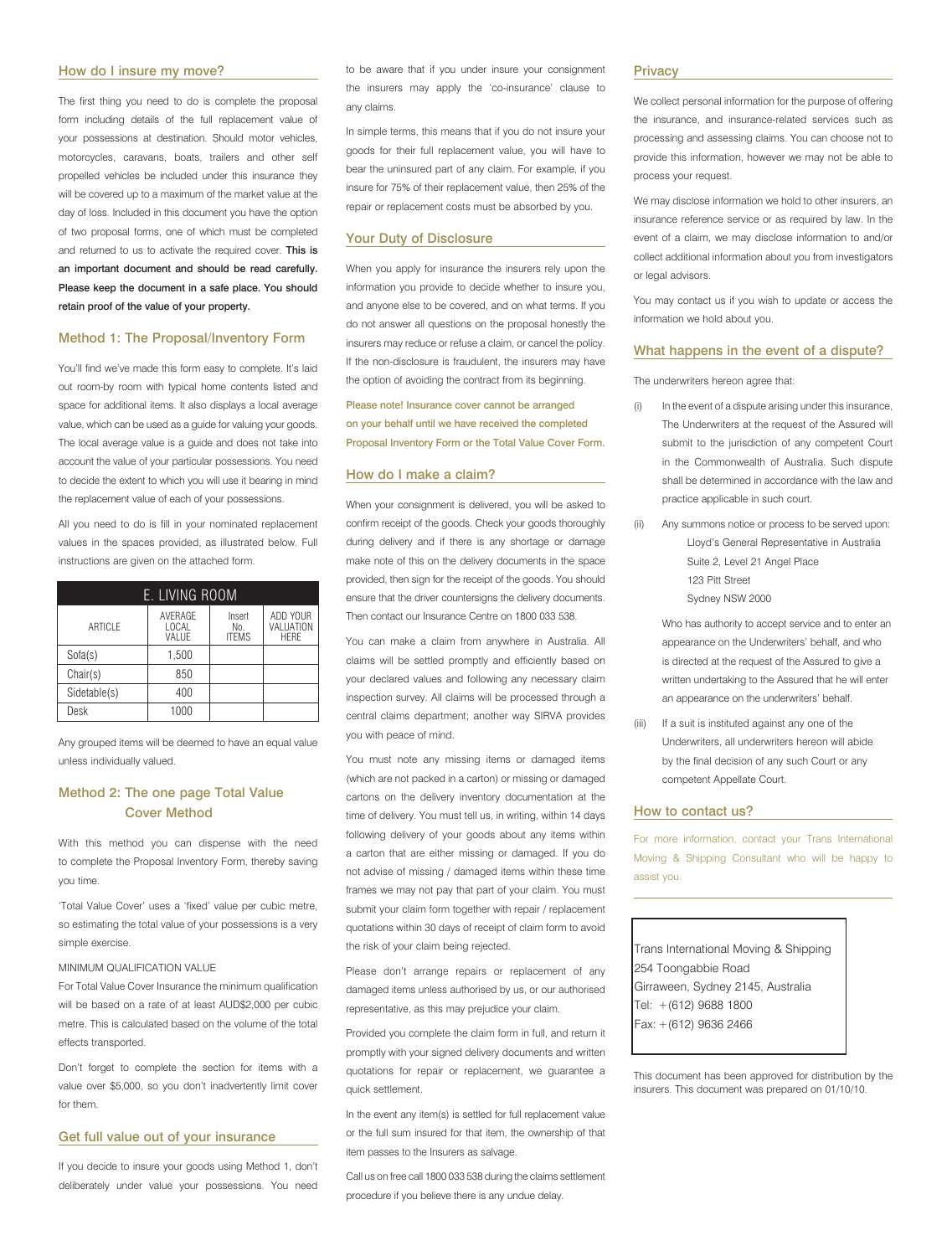## How do I insure my move?

The first thing you need to do is complete the proposal form including details of the full replacement value of your possessions at destination. Should motor vehicles, motorcycles, caravans, boats, trailers and other self propelled vehicles be included under this insurance they will be covered up to a maximum of the market value at the day of loss. Included in this document you have the option of two proposal forms, one of which must be completed and returned to us to activate the required cover. **This is an important document and should be read carefully. Please keep the document in a safe place. You should retain proof of the value of your property.**

## Method 1: The Proposal/Inventory Form

You'll find we've made this form easy to complete. It's laid out room-by room with typical home contents listed and space for additional items. It also displays a local average value, which can be used as a guide for valuing your goods. The local average value is a guide and does not take into account the value of your particular possessions. You need to decide the extent to which you will use it bearing in mind the replacement value of each of your possessions.

All you need to do is fill in your nominated replacement values in the spaces provided, as illustrated below. Full instructions are given on the attached form.

| E. LIVING ROOM | | | |
|---|---|---|---|
| ARTICLE | AVERAGE LOCAL VALUE | Insert No. ITEMS | ADD YOUR VALUATION HERE |
| Sofa(s) | 1,500 | | |
| Chair(s) | 850 | | |
| Sidetable(s) | 400 | | |
| Desk | 1000 | | |

Any grouped items will be deemed to have an equal value unless individually valued.

## Method 2: The one page Total Value Cover Method

With this method you can dispense with the need to complete the Proposal Inventory Form, thereby saving you time.

'Total Value Cover' uses a 'fixed' value per cubic metre, so estimating the total value of your possessions is a very simple exercise.

MINIMUM QUALIFICATION VALUE

For Total Value Cover Insurance the minimum qualification will be based on a rate of at least AUD$2,000 per cubic metre. This is calculated based on the volume of the total effects transported.

Don't forget to complete the section for items with a value over $5,000, so you don't inadvertently limit cover for them.

## Get full value out of your insurance

If you decide to insure your goods using Method 1, don't deliberately under value your possessions. You need to be aware that if you under insure your consignment the insurers may apply the 'co-insurance' clause to any claims.

In simple terms, this means that if you do not insure your goods for their full replacement value, you will have to bear the uninsured part of any claim. For example, if you insure for 75% of their replacement value, then 25% of the repair or replacement costs must be absorbed by you.

## Your Duty of Disclosure

When you apply for insurance the insurers rely upon the information you provide to decide whether to insure you, and anyone else to be covered, and on what terms. If you do not answer all questions on the proposal honestly the insurers may reduce or refuse a claim, or cancel the policy. If the non-disclosure is fraudulent, the insurers may have the option of avoiding the contract from its beginning.

**Please note! Insurance cover cannot be arranged on your behalf until we have received the completed Proposal Inventory Form or the Total Value Cover Form.**

## How do I make a claim?

When your consignment is delivered, you will be asked to confirm receipt of the goods. Check your goods thoroughly during delivery and if there is any shortage or damage make note of this on the delivery documents in the space provided, then sign for the receipt of the goods. You should ensure that the driver countersigns the delivery documents. Then contact our Insurance Centre on 1800 033 538.

You can make a claim from anywhere in Australia. All claims will be settled promptly and efficiently based on your declared values and following any necessary claim inspection survey. All claims will be processed through a central claims department; another way SIRVA provides you with peace of mind.

You must note any missing items or damaged items (which are not packed in a carton) or missing or damaged cartons on the delivery inventory documentation at the time of delivery. You must tell us, in writing, within 14 days following delivery of your goods about any items within a carton that are either missing or damaged. If you do not advise of missing / damaged items within these time frames we may not pay that part of your claim. You must submit your claim form together with repair / replacement quotations within 30 days of receipt of claim form to avoid the risk of your claim being rejected.

Please don't arrange repairs or replacement of any damaged items unless authorised by us, or our authorised representative, as this may prejudice your claim.

Provided you complete the claim form in full, and return it promptly with your signed delivery documents and written quotations for repair or replacement, we guarantee a quick settlement.

In the event any item(s) is settled for full replacement value or the full sum insured for that item, the ownership of that item passes to the Insurers as salvage.

Call us on free call 1800 033 538 during the claims settlement procedure if you believe there is any undue delay.

## Privacy

We collect personal information for the purpose of offering the insurance, and insurance-related services such as processing and assessing claims. You can choose not to provide this information, however we may not be able to process your request.

We may disclose information we hold to other insurers, an insurance reference service or as required by law. In the event of a claim, we may disclose information to and/or collect additional information about you from investigators or legal advisors.

You may contact us if you wish to update or access the information we hold about you.

## What happens in the event of a dispute?

The underwriters hereon agree that:

(i) In the event of a dispute arising under this insurance, The Underwriters at the request of the Assured will submit to the jurisdiction of any competent Court in the Commonwealth of Australia. Such dispute shall be determined in accordance with the law and practice applicable in such court.

(ii) Any summons notice or process to be served upon:
Lloyd's General Representative in Australia
Suite 2, Level 21 Angel Place
123 Pitt Street
Sydney NSW 2000

Who has authority to accept service and to enter an appearance on the Underwriters' behalf, and who is directed at the request of the Assured to give a written undertaking to the Assured that he will enter an appearance on the underwriters' behalf.

(iii) If a suit is instituted against any one of the Underwriters, all underwriters hereon will abide by the final decision of any such Court or any competent Appellate Court.

## How to contact us?

For more information, contact your Trans International Moving & Shipping Consultant who will be happy to assist you.

Trans International Moving & Shipping
254 Toongabbie Road
Girraween, Sydney 2145, Australia
Tel: +(612) 9688 1800
Fax: +(612) 9636 2466

This document has been approved for distribution by the insurers. This document was prepared on 01/10/10.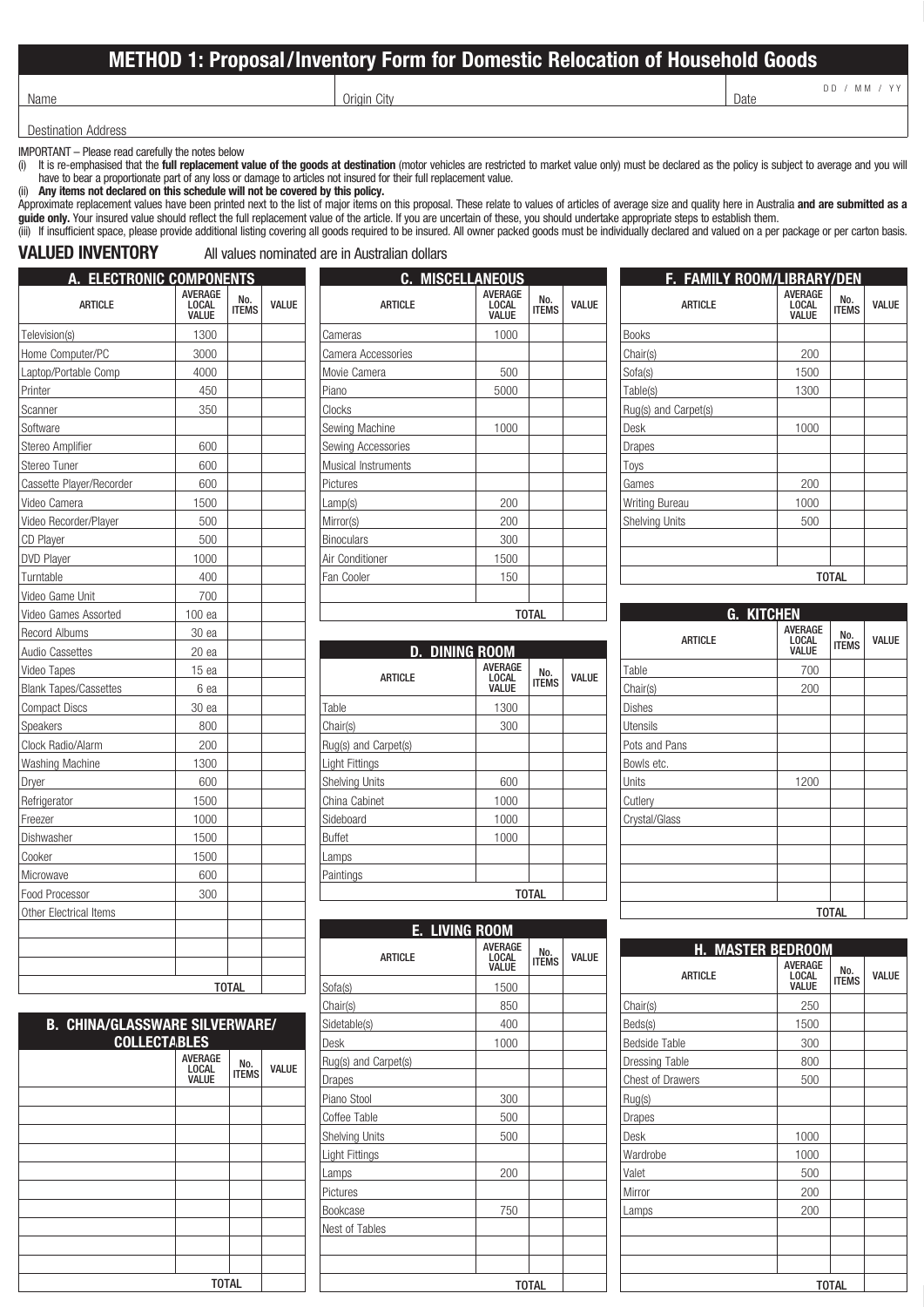# METHOD 1: Proposal/Inventory Form for Domestic Relocation of Household Goods

Name | Origin City | Date DD / MM / YY

Destination Address

IMPORTANT – Please read carefully the notes below

(i) It is re-emphasised that the **full replacement value of the goods at destination** (motor vehicles are restricted to market value only) must be declared as the policy is subject to average and you will have to bear a proportionate part of any loss or damage to articles not insured for their full replacement value.

(ii) **Any items not declared on this schedule will not be covered by this policy.**

Approximate replacement values have been printed next to the list of major items on this proposal. These relate to values of articles of average size and quality here in Australia **and are submitted as a guide only.** Your insured value should reflect the full replacement value of the article. If you are uncertain of these, you should undertake appropriate steps to establish them.

(iii) If insufficient space, please provide additional listing covering all goods required to be insured. All owner packed goods must be individually declared and valued on a per package or per carton basis.

## VALUED INVENTORY

All values nominated are in Australian dollars

### A. ELECTRONIC COMPONENTS

| ARTICLE | AVERAGE LOCAL VALUE | No. ITEMS | VALUE |
|---|---|---|---|
| Television(s) | 1300 | | |
| Home Computer/PC | 3000 | | |
| Laptop/Portable Comp | 4000 | | |
| Printer | 450 | | |
| Scanner | 350 | | |
| Software | | | |
| Stereo Amplifier | 600 | | |
| Stereo Tuner | 600 | | |
| Cassette Player/Recorder | 600 | | |
| Video Camera | 1500 | | |
| Video Recorder/Player | 500 | | |
| CD Player | 500 | | |
| DVD Player | 1000 | | |
| Turntable | 400 | | |
| Video Game Unit | 700 | | |
| Video Games Assorted | 100 ea | | |
| Record Albums | 30 ea | | |
| Audio Cassettes | 20 ea | | |
| Video Tapes | 15 ea | | |
| Blank Tapes/Cassettes | 6 ea | | |
| Compact Discs | 30 ea | | |
| Speakers | 800 | | |
| Clock Radio/Alarm | 200 | | |
| Washing Machine | 1300 | | |
| Dryer | 600 | | |
| Refrigerator | 1500 | | |
| Freezer | 1000 | | |
| Dishwasher | 1500 | | |
| Cooker | 1500 | | |
| Microwave | 600 | | |
| Food Processor | 300 | | |
| Other Electrical Items | | | |
| | | | |
| | | | |
| | | | |
| | | TOTAL | |

### B. CHINA/GLASSWARE SILVERWARE/ COLLECTABLES

| | AVERAGE LOCAL VALUE | No. ITEMS | VALUE |
|---|---|---|---|
| | | | |
| | | | |
| | | | |
| | | | |
| | | | |
| | | | |
| | | | |
| | | | |
| | | | |
| | | | |
| | | TOTAL | |

### C. MISCELLANEOUS

| ARTICLE | AVERAGE LOCAL VALUE | No. ITEMS | VALUE |
|---|---|---|---|
| Cameras | 1000 | | |
| Camera Accessories | | | |
| Movie Camera | 500 | | |
| Piano | 5000 | | |
| Clocks | | | |
| Sewing Machine | 1000 | | |
| Sewing Accessories | | | |
| Musical Instruments | | | |
| Pictures | | | |
| Lamp(s) | 200 | | |
| Mirror(s) | 200 | | |
| Binoculars | 300 | | |
| Air Conditioner | 1500 | | |
| Fan Cooler | 150 | | |
| | | | |
| | | TOTAL | |

### D. DINING ROOM

| ARTICLE | AVERAGE LOCAL VALUE | No. ITEMS | VALUE |
|---|---|---|---|
| Table | 1300 | | |
| Chair(s) | 300 | | |
| Rug(s) and Carpet(s) | | | |
| Light Fittings | | | |
| Shelving Units | 600 | | |
| China Cabinet | 1000 | | |
| Sideboard | 1000 | | |
| Buffet | 1000 | | |
| Lamps | | | |
| Paintings | | | |
| | | TOTAL | |

### E. LIVING ROOM

| ARTICLE | AVERAGE LOCAL VALUE | No. ITEMS | VALUE |
|---|---|---|---|
| Sofa(s) | 1500 | | |
| Chair(s) | 850 | | |
| Sidetable(s) | 400 | | |
| Desk | 1000 | | |
| Rug(s) and Carpet(s) | | | |
| Drapes | | | |
| Piano Stool | 300 | | |
| Coffee Table | 500 | | |
| Shelving Units | 500 | | |
| Light Fittings | | | |
| Lamps | 200 | | |
| Pictures | | | |
| Bookcase | 750 | | |
| Nest of Tables | | | |
| | | | |
| | | | |
| | | TOTAL | |

### F. FAMILY ROOM/LIBRARY/DEN

| ARTICLE | AVERAGE LOCAL VALUE | No. ITEMS | VALUE |
|---|---|---|---|
| Books | | | |
| Chair(s) | 200 | | |
| Sofa(s) | 1500 | | |
| Table(s) | 1300 | | |
| Rug(s) and Carpet(s) | | | |
| Desk | 1000 | | |
| Drapes | | | |
| Toys | | | |
| Games | 200 | | |
| Writing Bureau | 1000 | | |
| Shelving Units | 500 | | |
| | | | |
| | | | |
| | | TOTAL | |

### G. KITCHEN

| ARTICLE | AVERAGE LOCAL VALUE | No. ITEMS | VALUE |
|---|---|---|---|
| Table | 700 | | |
| Chair(s) | 200 | | |
| Dishes | | | |
| Utensils | | | |
| Pots and Pans | | | |
| Bowls etc. | | | |
| Units | 1200 | | |
| Cutlery | | | |
| Crystal/Glass | | | |
| | | | |
| | | | |
| | | | |
| | | | |
| | | TOTAL | |

### H. MASTER BEDROOM

| ARTICLE | AVERAGE LOCAL VALUE | No. ITEMS | VALUE |
|---|---|---|---|
| Chair(s) | 250 | | |
| Beds(s) | 1500 | | |
| Bedside Table | 300 | | |
| Dressing Table | 800 | | |
| Chest of Drawers | 500 | | |
| Rug(s) | | | |
| Drapes | | | |
| Desk | 1000 | | |
| Wardrobe | 1000 | | |
| Valet | 500 | | |
| Mirror | 200 | | |
| Lamps | 200 | | |
| | | | |
| | | | |
| | | | |
| | | TOTAL | |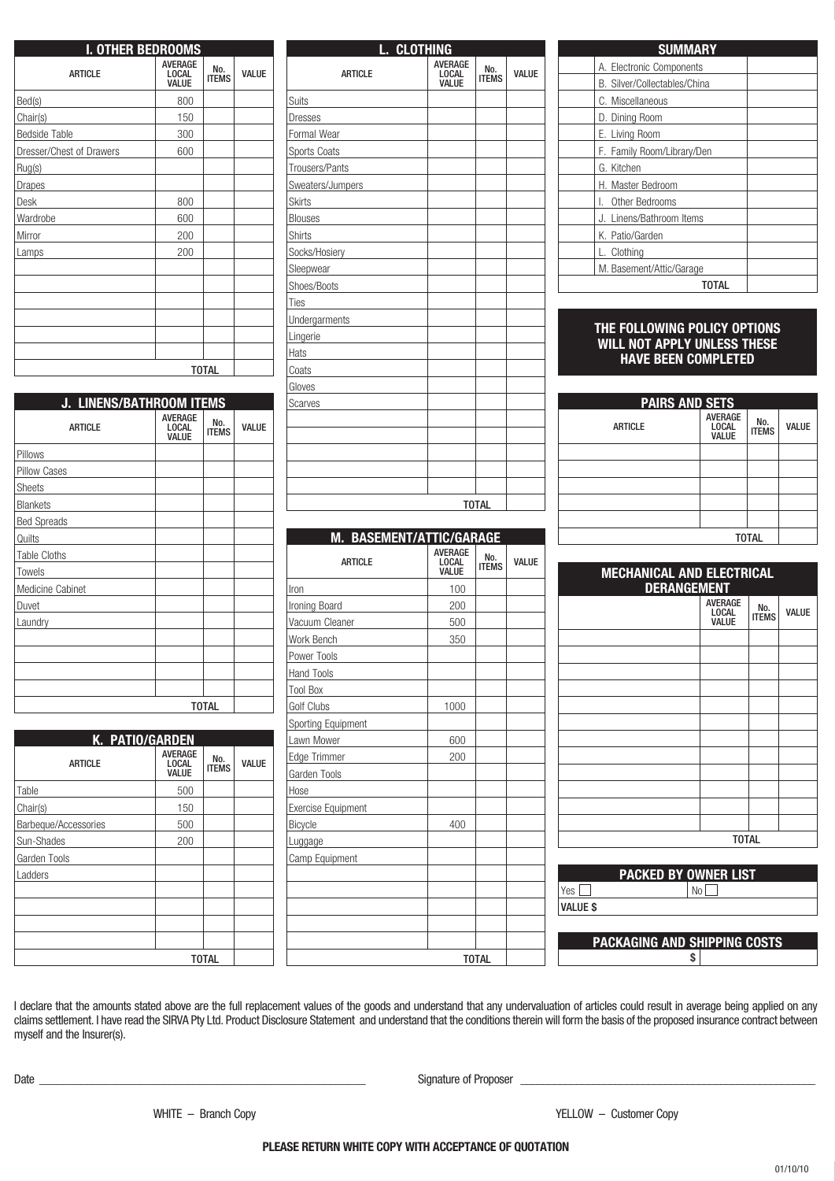## I. OTHER BEDROOMS

| ARTICLE | AVERAGE LOCAL VALUE | No. ITEMS | VALUE |
|---|---|---|---|
| Bed(s) | 800 | | |
| Chair(s) | 150 | | |
| Bedside Table | 300 | | |
| Dresser/Chest of Drawers | 600 | | |
| Rug(s) | | | |
| Drapes | | | |
| Desk | 800 | | |
| Wardrobe | 600 | | |
| Mirror | 200 | | |
| Lamps | 200 | | |
| | | | |
| | | | |
| | | | |
| | | | |
| | | | |
| | | | |
| | | TOTAL | |

## J. LINENS/BATHROOM ITEMS

| ARTICLE | AVERAGE LOCAL VALUE | No. ITEMS | VALUE |
|---|---|---|---|
| Pillows | | | |
| Pillow Cases | | | |
| Sheets | | | |
| Blankets | | | |
| Bed Spreads | | | |
| Quilts | | | |
| Table Cloths | | | |
| Towels | | | |
| Medicine Cabinet | | | |
| Duvet | | | |
| Laundry | | | |
| | | | |
| | | | |
| | | | |
| | | | |
| | | TOTAL | |

## K. PATIO/GARDEN

| ARTICLE | AVERAGE LOCAL VALUE | No. ITEMS | VALUE |
|---|---|---|---|
| Table | 500 | | |
| Chair(s) | 150 | | |
| Barbeque/Accessories | 500 | | |
| Sun-Shades | 200 | | |
| Garden Tools | | | |
| Ladders | | | |
| | | | |
| | | | |
| | | | |
| | | | |
| | | TOTAL | |

## L. CLOTHING

| ARTICLE | AVERAGE LOCAL VALUE | No. ITEMS | VALUE |
|---|---|---|---|
| Suits | | | |
| Dresses | | | |
| Formal Wear | | | |
| Sports Coats | | | |
| Trousers/Pants | | | |
| Sweaters/Jumpers | | | |
| Skirts | | | |
| Blouses | | | |
| Shirts | | | |
| Socks/Hosiery | | | |
| Sleepwear | | | |
| Shoes/Boots | | | |
| Ties | | | |
| Undergarments | | | |
| Lingerie | | | |
| Hats | | | |
| Coats | | | |
| Gloves | | | |
| Scarves | | | |
| | | | |
| | | | |
| | | | |
| | | | |
| | | | |
| | | TOTAL | |

## M. BASEMENT/ATTIC/GARAGE

| ARTICLE | AVERAGE LOCAL VALUE | No. ITEMS | VALUE |
|---|---|---|---|
| Iron | 100 | | |
| Ironing Board | 200 | | |
| Vacuum Cleaner | 500 | | |
| Work Bench | 350 | | |
| Power Tools | | | |
| Hand Tools | | | |
| Tool Box | | | |
| Golf Clubs | 1000 | | |
| Sporting Equipment | | | |
| Lawn Mower | 600 | | |
| Edge Trimmer | 200 | | |
| Garden Tools | | | |
| Hose | | | |
| Exercise Equipment | | | |
| Bicycle | 400 | | |
| Luggage | | | |
| Camp Equipment | | | |
| | | | |
| | | | |
| | | | |
| | | | |
| | | | |
| | | TOTAL | |

## SUMMARY

| | |
|---|---|
| A. Electronic Components | |
| B. Silver/Collectables/China | |
| C. Miscellaneous | |
| D. Dining Room | |
| E. Living Room | |
| F. Family Room/Library/Den | |
| G. Kitchen | |
| H. Master Bedroom | |
| I. Other Bedrooms | |
| J. Linens/Bathroom Items | |
| K. Patio/Garden | |
| L. Clothing | |
| M. Basement/Attic/Garage | |
| TOTAL | |

**THE FOLLOWING POLICY OPTIONS WILL NOT APPLY UNLESS THESE HAVE BEEN COMPLETED**

## PAIRS AND SETS

| ARTICLE | AVERAGE LOCAL VALUE | No. ITEMS | VALUE |
|---|---|---|---|
| | | | |
| | | | |
| | | | |
| | | | |
| | | | |
| | | TOTAL | |

## MECHANICAL AND ELECTRICAL DERANGEMENT

| | AVERAGE LOCAL VALUE | No. ITEMS | VALUE |
|---|---|---|---|
| | | | |
| | | | |
| | | | |
| | | | |
| | | | |
| | | | |
| | | | |
| | | | |
| | | | |
| | | | |
| | | | |
| | | | |
| | | TOTAL | |

## PACKED BY OWNER LIST

Yes ☐ No ☐

**VALUE $**

## PACKAGING AND SHIPPING COSTS

$

I declare that the amounts stated above are the full replacement values of the goods and understand that any undervaluation of articles could result in average being applied on any claims settlement. I have read the SIRVA Pty Ltd. Product Disclosure Statement and understand that the conditions therein will form the basis of the proposed insurance contract between myself and the Insurer(s).

Date ______________________ Signature of Proposer ______________________

WHITE – Branch Copy YELLOW – Customer Copy

**PLEASE RETURN WHITE COPY WITH ACCEPTANCE OF QUOTATION**

01/10/10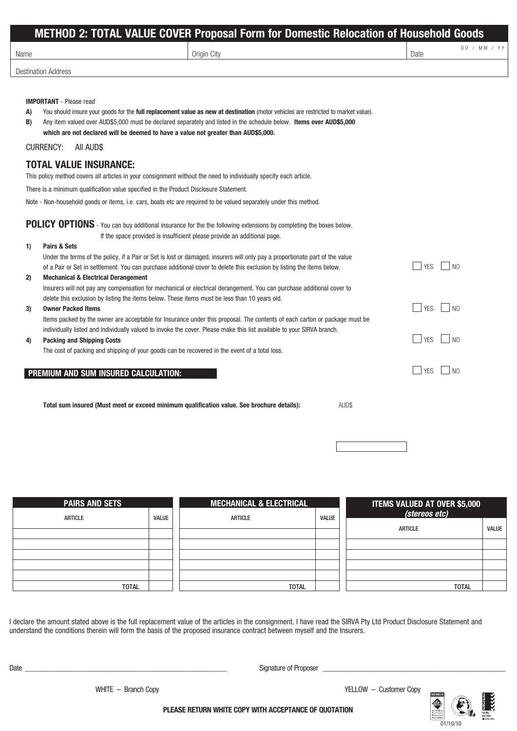# METHOD 2: TOTAL VALUE COVER Proposal Form for Domestic Relocation of Household Goods

| Name | Origin City | Date DD / MM / YY |
|---|---|---|
| Destination Address | | |

**IMPORTANT** - Please read

**A)** You should insure your goods for the **full replacement value as new at destination** (motor vehicles are restricted to market value).

**B)** Any item valued over AUD$5,000 must be declared separately and listed in the schedule below. **Items over AUD$5,000 which are not declared will be deemed to have a value not greater than AUD$5,000.**

CURRENCY: All AUD$

## TOTAL VALUE INSURANCE:

This policy method covers all articles in your consignment without the need to individually specify each article.

There is a minimum qualification value specified in the Product Disclosure Statement.

Note - Non-household goods or items, i.e. cars, boats etc are required to be valued separately under this method.

## POLICY OPTIONS

- You can buy additional insurance for the the following extensions by completing the boxes below. If the space provided is insufficient please provide an additional page.

**1) Pairs & Sets**

Under the terms of the policy, if a Pair or Set is lost or damaged, insurers will only pay a proportionate part of the value of a Pair or Set in settlement. You can purchase additional cover to delete this exclusion by listing the items below. ☐ YES ☐ NO

**2) Mechanical & Electrical Derangement**

Insurers will not pay any compensation for mechanical or electrical derangement. You can purchase additional cover to delete this exclusion by listing the items below. These items must be less than 10 years old. ☐ YES ☐ NO

**3) Owner Packed Items**

Items packed by the owner are acceptable for Insurance under this proposal. The contents of each carton or package must be individually listed and individually valued to invoke the cover. Please make this list available to your SIRVA branch. ☐ YES ☐ NO

**4) Packing and Shipping Costs**

The cost of packing and shipping of your goods can be recovered in the event of a total loss. ☐ YES ☐ NO

## PREMIUM AND SUM INSURED CALCULATION:

**Total sum insured (Must meet or exceed minimum qualification value. See brochure details):** AUD$ ____________

| PAIRS AND SETS | |
|---|---|
| ARTICLE | VALUE |
| | |
| | |
| | |
| | |
| | |
| TOTAL | |

| MECHANICAL & ELECTRICAL | |
|---|---|
| ARTICLE | VALUE |
| | |
| | |
| | |
| | |
| | |
| TOTAL | |

| ITEMS VALUED AT OVER $5,000 *(stereos etc)* | |
|---|---|
| ARTICLE | VALUE |
| | |
| | |
| | |
| | |
| TOTAL | |

I declare the amount stated above is the full replacement value of the articles in the consignment. I have read the SIRVA Pty Ltd Product Disclosure Statement and understand the conditions therein will form the basis of the proposed insurance contract between myself and the Insurers.

Date ______________________ Signature of Proposer ______________________

WHITE – Branch Copy YELLOW – Customer Copy

**PLEASE RETURN WHITE COPY WITH ACCEPTANCE OF QUOTATION**

01/10/10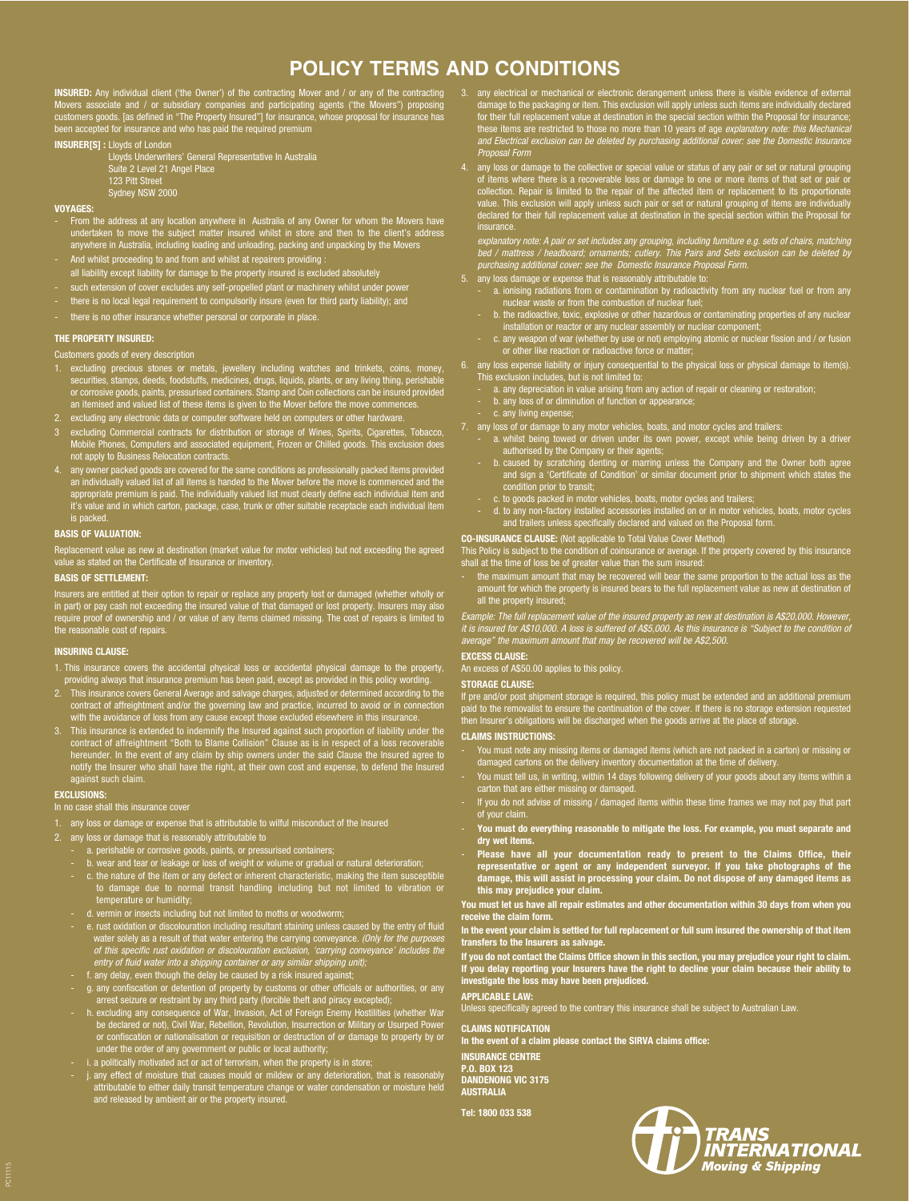# POLICY TERMS AND CONDITIONS

**INSURED:** Any individual client ('the Owner') of the contracting Mover and / or any of the contracting Movers associate and / or subsidiary companies and participating agents ('the Movers") proposing customers goods. [as defined in "The Property Insured"] for insurance, whose proposal for insurance has been accepted for insurance and who has paid the required premium

**INSURER[S] :** Lloyds of London
Lloyds Underwriters' General Representative In Australia
Suite 2 Level 21 Angel Place
123 Pitt Street
Sydney NSW 2000

**VOYAGES:**

- From the address at any location anywhere in Australia of any Owner for whom the Movers have undertaken to move the subject matter insured whilst in store and then to the client's address anywhere in Australia, including loading and unloading, packing and unpacking by the Movers
- And whilst proceeding to and from and whilst at repairers providing :
  all liability except liability for damage to the property insured is excluded absolutely
- such extension of cover excludes any self-propelled plant or machinery whilst under power
- there is no local legal requirement to compulsorily insure (even for third party liability); and
- there is no other insurance whether personal or corporate in place.

**THE PROPERTY INSURED:**

Customers goods of every description

1. excluding precious stones or metals, jewellery including watches and trinkets, coins, money, securities, stamps, deeds, foodstuffs, medicines, drugs, liquids, plants, or any living thing, perishable or corrosive goods, paints, pressurised containers. Stamp and Coin collections can be insured provided an itemised and valued list of these items is given to the Mover before the move commences.
2. excluding any electronic data or computer software held on computers or other hardware.
3. excluding Commercial contracts for distribution or storage of Wines, Spirits, Cigarettes, Tobacco, Mobile Phones, Computers and associated equipment, Frozen or Chilled goods. This exclusion does not apply to Business Relocation contracts.
4. any owner packed goods are covered for the same conditions as professionally packed items provided an individually valued list of all items is handed to the Mover before the move is commenced and the appropriate premium is paid. The individually valued list must clearly define each individual item and it's value and in which carton, package, case, trunk or other suitable receptacle each individual item is packed.

**BASIS OF VALUATION:**

Replacement value as new at destination (market value for motor vehicles) but not exceeding the agreed value as stated on the Certificate of Insurance or inventory.

**BASIS OF SETTLEMENT:**

Insurers are entitled at their option to repair or replace any property lost or damaged (whether wholly or in part) or pay cash not exceeding the insured value of that damaged or lost property. Insurers may also require proof of ownership and / or value of any items claimed missing. The cost of repairs is limited to the reasonable cost of repairs.

**INSURING CLAUSE:**

1. This insurance covers the accidental physical loss or accidental physical damage to the property, providing always that insurance premium has been paid, except as provided in this policy wording.
2. This insurance covers General Average and salvage charges, adjusted or determined according to the contract of affreightment and/or the governing law and practice, incurred to avoid or in connection with the avoidance of loss from any cause except those excluded elsewhere in this insurance.
3. This insurance is extended to indemnify the Insured against such proportion of liability under the contract of affreightment "Both to Blame Collision" Clause as is in respect of a loss recoverable hereunder. In the event of any claim by ship owners under the said Clause the Insured agree to notify the Insurer who shall have the right, at their own cost and expense, to defend the Insured against such claim.

**EXCLUSIONS:**

In no case shall this insurance cover

1. any loss or damage or expense that is attributable to wilful misconduct of the Insured
2. any loss or damage that is reasonably attributable to
   - a. perishable or corrosive goods, paints, or pressurised containers;
   - b. wear and tear or leakage or loss of weight or volume or gradual or natural deterioration;
   - c. the nature of the item or any defect or inherent characteristic, making the item susceptible to damage due to normal transit handling including but not limited to vibration or temperature or humidity;
   - d. vermin or insects including but not limited to moths or woodworm;
   - e. rust oxidation or discolouration including resultant staining unless caused by the entry of fluid water solely as a result of that water entering the carrying conveyance. *(Only for the purposes of this specific rust oxidation or discolouration exclusion, 'carrying conveyance' includes the entry of fluid water into a shipping container or any similar shipping unit);*
   - f. any delay, even though the delay be caused by a risk insured against;
   - g. any confiscation or detention of property by customs or other officials or authorities, or any arrest seizure or restraint by any third party (forcible theft and piracy excepted);
   - h. excluding any consequence of War, Invasion, Act of Foreign Enemy Hostilities (whether War be declared or not), Civil War, Rebellion, Revolution, Insurrection or Military or Usurped Power or confiscation or nationalisation or requisition or destruction of or damage to property by or under the order of any government or public or local authority;
   - i. a politically motivated act or act of terrorism, when the property is in store;
   - j. any effect of moisture that causes mould or mildew or any deterioration, that is reasonably attributable to either daily transit temperature change or water condensation or moisture held and released by ambient air or the property insured.
3. any electrical or mechanical or electronic derangement unless there is visible evidence of external damage to the packaging or item. This exclusion will apply unless such items are individually declared for their full replacement value at destination in the special section within the Proposal for insurance; these items are restricted to those no more than 10 years of age *explanatory note: this Mechanical and Electrical exclusion can be deleted by purchasing additional cover: see the Domestic Insurance Proposal Form*
4. any loss or damage to the collective or special value or status of any pair or set or natural grouping of items where there is a recoverable loss or damage to one or more items of that set or pair or collection. Repair is limited to the repair of the affected item or replacement to its proportionate value. This exclusion will apply unless such pair or set or natural grouping of items are individually declared for their full replacement value at destination in the special section within the Proposal for insurance.

   *explanatory note: A pair or set includes any grouping, including furniture e.g. sets of chairs, matching bed / mattress / headboard; ornaments; cutlery. This Pairs and Sets exclusion can be deleted by purchasing additional cover: see the Domestic Insurance Proposal Form.*
5. any loss damage or expense that is reasonably attributable to:
   - a. ionising radiations from or contamination by radioactivity from any nuclear fuel or from any nuclear waste or from the combustion of nuclear fuel;
   - b. the radioactive, toxic, explosive or other hazardous or contaminating properties of any nuclear installation or reactor or any nuclear assembly or nuclear component;
   - c. any weapon of war (whether by use or not) employing atomic or nuclear fission and / or fusion or other like reaction or radioactive force or matter;
6. any loss expense liability or injury consequential to the physical loss or physical damage to item(s). This exclusion includes, but is not limited to:
   - a. any depreciation in value arising from any action of repair or cleaning or restoration;
   - b. any loss of or diminution of function or appearance;
   - c. any living expense;
7. any loss of or damage to any motor vehicles, boats, and motor cycles and trailers:
   - a. whilst being towed or driven under its own power, except while being driven by a driver authorised by the Company or their agents;
   - b. caused by scratching denting or marring unless the Company and the Owner both agree and sign a 'Certificate of Condition' or similar document prior to shipment which states the condition prior to transit;
   - c. to goods packed in motor vehicles, boats, motor cycles and trailers;
   - d. to any non-factory installed accessories installed on or in motor vehicles, boats, motor cycles and trailers unless specifically declared and valued on the Proposal form.

**CO-INSURANCE CLAUSE:** (Not applicable to Total Value Cover Method)

This Policy is subject to the condition of coinsurance or average. If the property covered by this insurance shall at the time of loss be of greater value than the sum insured:

- the maximum amount that may be recovered will bear the same proportion to the actual loss as the amount for which the property is insured bears to the full replacement value as new at destination of all the property insured;

*Example: The full replacement value of the insured property as new at destination is A$20,000. However, it is insured for A$10,000. A loss is suffered of A$5,000. As this insurance is "Subject to the condition of average" the maximum amount that may be recovered will be A$2,500.*

**EXCESS CLAUSE:**

An excess of A$50.00 applies to this policy.

**STORAGE CLAUSE:**

If pre and/or post shipment storage is required, this policy must be extended and an additional premium paid to the removalist to ensure the continuation of the cover. If there is no storage extension requested then Insurer's obligations will be discharged when the goods arrive at the place of storage.

**CLAIMS INSTRUCTIONS:**

- You must note any missing items or damaged items (which are not packed in a carton) or missing or damaged cartons on the delivery inventory documentation at the time of delivery.
- You must tell us, in writing, within 14 days following delivery of your goods about any items within a carton that are either missing or damaged.
- If you do not advise of missing / damaged items within these time frames we may not pay that part of your claim.
- **You must do everything reasonable to mitigate the loss. For example, you must separate and dry wet items.**
- **Please have all your documentation ready to present to the Claims Office, their representative or agent or any independent surveyor. If you take photographs of the damage, this will assist in processing your claim. Do not dispose of any damaged items as this may prejudice your claim.**

**You must let us have all repair estimates and other documentation within 30 days from when you receive the claim form.**

**In the event your claim is settled for full replacement or full sum insured the ownership of that item transfers to the Insurers as salvage.**

**If you do not contact the Claims Office shown in this section, you may prejudice your right to claim. If you delay reporting your Insurers have the right to decline your claim because their ability to investigate the loss may have been prejudiced.**

**APPLICABLE LAW:**

Unless specifically agreed to the contrary this insurance shall be subject to Australian Law.

**CLAIMS NOTIFICATION**

**In the event of a claim please contact the SIRVA claims office:**

**INSURANCE CENTRE**
**P.O. BOX 123**
**DANDENONG VIC 3175**
**AUSTRALIA**

**Tel: 1800 033 538**

TRANS INTERNATIONAL
Moving & Shipping